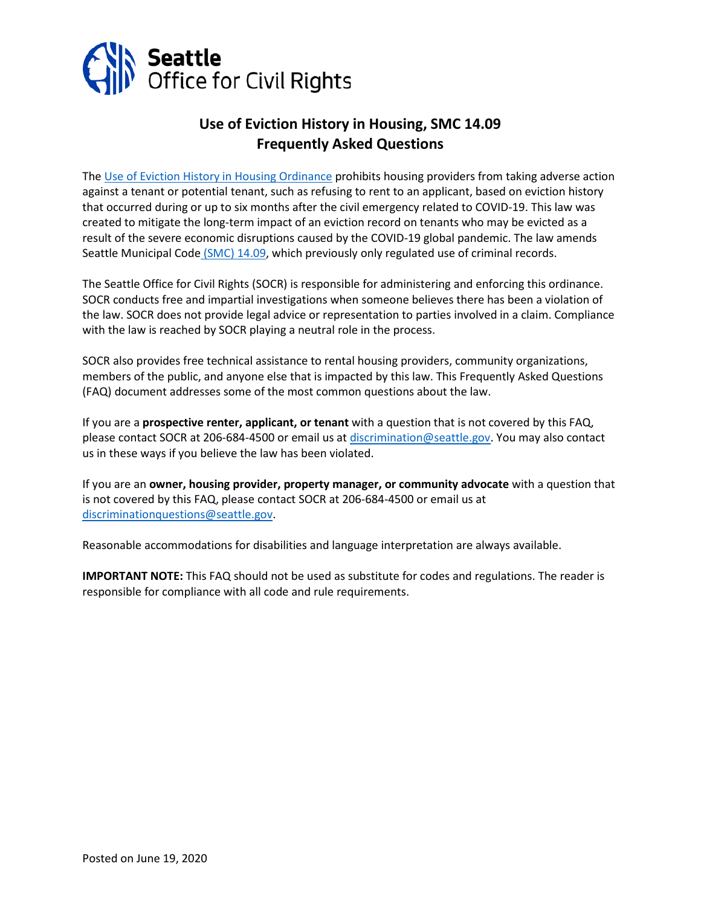Seattle Office for Civil Rights

# Use of Eviction History in Housing, SMC 14.09
# Frequently Asked Questions

The Use of Eviction History in Housing Ordinance prohibits housing providers from taking adverse action against a tenant or potential tenant, such as refusing to rent to an applicant, based on eviction history that occurred during or up to six months after the civil emergency related to COVID-19. This law was created to mitigate the long-term impact of an eviction record on tenants who may be evicted as a result of the severe economic disruptions caused by the COVID-19 global pandemic. The law amends Seattle Municipal Code (SMC) 14.09, which previously only regulated use of criminal records.

The Seattle Office for Civil Rights (SOCR) is responsible for administering and enforcing this ordinance. SOCR conducts free and impartial investigations when someone believes there has been a violation of the law. SOCR does not provide legal advice or representation to parties involved in a claim. Compliance with the law is reached by SOCR playing a neutral role in the process.

SOCR also provides free technical assistance to rental housing providers, community organizations, members of the public, and anyone else that is impacted by this law. This Frequently Asked Questions (FAQ) document addresses some of the most common questions about the law.

If you are a **prospective renter, applicant, or tenant** with a question that is not covered by this FAQ, please contact SOCR at 206-684-4500 or email us at discrimination@seattle.gov. You may also contact us in these ways if you believe the law has been violated.

If you are an **owner, housing provider, property manager, or community advocate** with a question that is not covered by this FAQ, please contact SOCR at 206-684-4500 or email us at discriminationquestions@seattle.gov.

Reasonable accommodations for disabilities and language interpretation are always available.

**IMPORTANT NOTE:** This FAQ should not be used as substitute for codes and regulations. The reader is responsible for compliance with all code and rule requirements.

Posted on June 19, 2020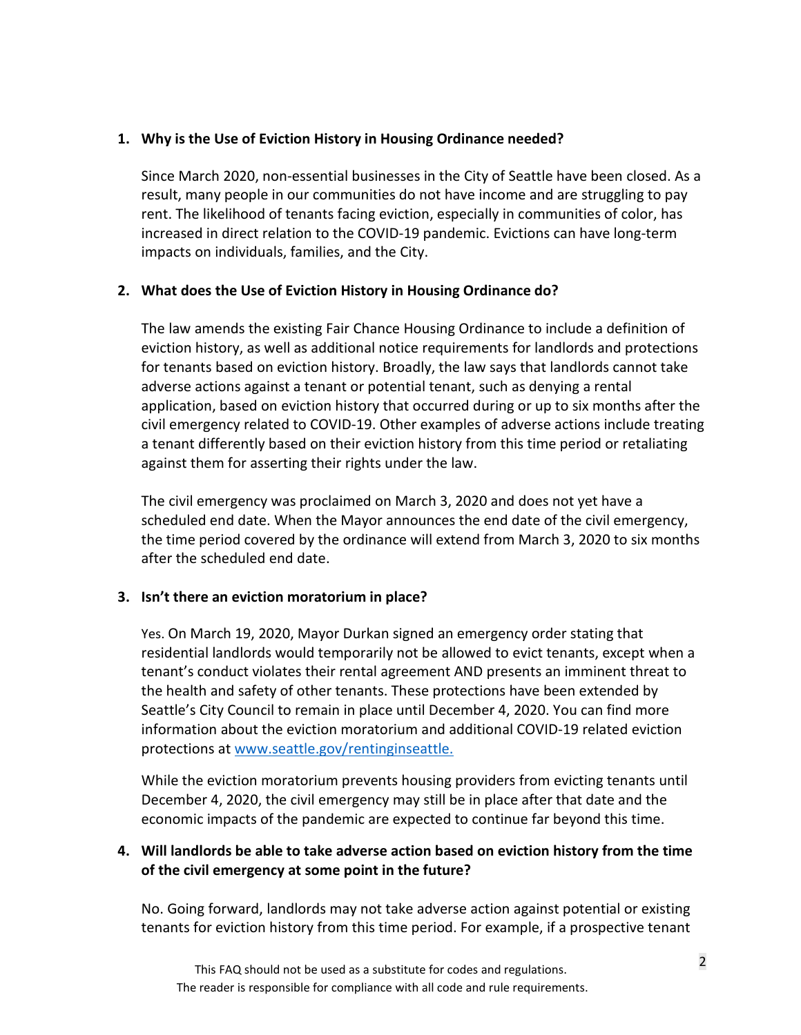1. **Why is the Use of Eviction History in Housing Ordinance needed?**

   Since March 2020, non-essential businesses in the City of Seattle have been closed. As a result, many people in our communities do not have income and are struggling to pay rent. The likelihood of tenants facing eviction, especially in communities of color, has increased in direct relation to the COVID-19 pandemic. Evictions can have long-term impacts on individuals, families, and the City.

2. **What does the Use of Eviction History in Housing Ordinance do?**

   The law amends the existing Fair Chance Housing Ordinance to include a definition of eviction history, as well as additional notice requirements for landlords and protections for tenants based on eviction history. Broadly, the law says that landlords cannot take adverse actions against a tenant or potential tenant, such as denying a rental application, based on eviction history that occurred during or up to six months after the civil emergency related to COVID-19. Other examples of adverse actions include treating a tenant differently based on their eviction history from this time period or retaliating against them for asserting their rights under the law.

   The civil emergency was proclaimed on March 3, 2020 and does not yet have a scheduled end date. When the Mayor announces the end date of the civil emergency, the time period covered by the ordinance will extend from March 3, 2020 to six months after the scheduled end date.

3. **Isn't there an eviction moratorium in place?**

   Yes. On March 19, 2020, Mayor Durkan signed an emergency order stating that residential landlords would temporarily not be allowed to evict tenants, except when a tenant's conduct violates their rental agreement AND presents an imminent threat to the health and safety of other tenants. These protections have been extended by Seattle's City Council to remain in place until December 4, 2020. You can find more information about the eviction moratorium and additional COVID-19 related eviction protections at [www.seattle.gov/rentinginseattle.](http://www.seattle.gov/rentinginseattle)

   While the eviction moratorium prevents housing providers from evicting tenants until December 4, 2020, the civil emergency may still be in place after that date and the economic impacts of the pandemic are expected to continue far beyond this time.

4. **Will landlords be able to take adverse action based on eviction history from the time of the civil emergency at some point in the future?**

   No. Going forward, landlords may not take adverse action against potential or existing tenants for eviction history from this time period. For example, if a prospective tenant

This FAQ should not be used as a substitute for codes and regulations.
The reader is responsible for compliance with all code and rule requirements.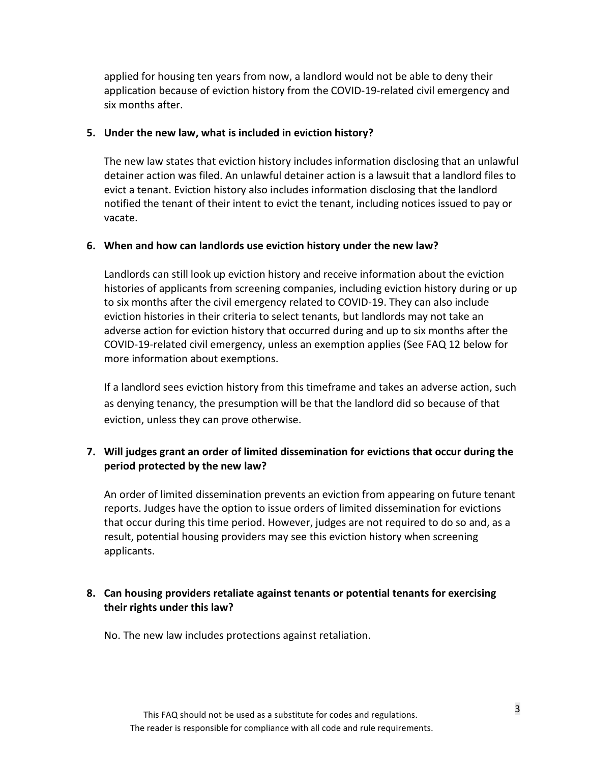applied for housing ten years from now, a landlord would not be able to deny their application because of eviction history from the COVID-19-related civil emergency and six months after.

**5. Under the new law, what is included in eviction history?**

The new law states that eviction history includes information disclosing that an unlawful detainer action was filed. An unlawful detainer action is a lawsuit that a landlord files to evict a tenant. Eviction history also includes information disclosing that the landlord notified the tenant of their intent to evict the tenant, including notices issued to pay or vacate.

**6. When and how can landlords use eviction history under the new law?**

Landlords can still look up eviction history and receive information about the eviction histories of applicants from screening companies, including eviction history during or up to six months after the civil emergency related to COVID-19. They can also include eviction histories in their criteria to select tenants, but landlords may not take an adverse action for eviction history that occurred during and up to six months after the COVID-19-related civil emergency, unless an exemption applies (See FAQ 12 below for more information about exemptions.

If a landlord sees eviction history from this timeframe and takes an adverse action, such as denying tenancy, the presumption will be that the landlord did so because of that eviction, unless they can prove otherwise.

**7. Will judges grant an order of limited dissemination for evictions that occur during the period protected by the new law?**

An order of limited dissemination prevents an eviction from appearing on future tenant reports. Judges have the option to issue orders of limited dissemination for evictions that occur during this time period. However, judges are not required to do so and, as a result, potential housing providers may see this eviction history when screening applicants.

**8. Can housing providers retaliate against tenants or potential tenants for exercising their rights under this law?**

No. The new law includes protections against retaliation.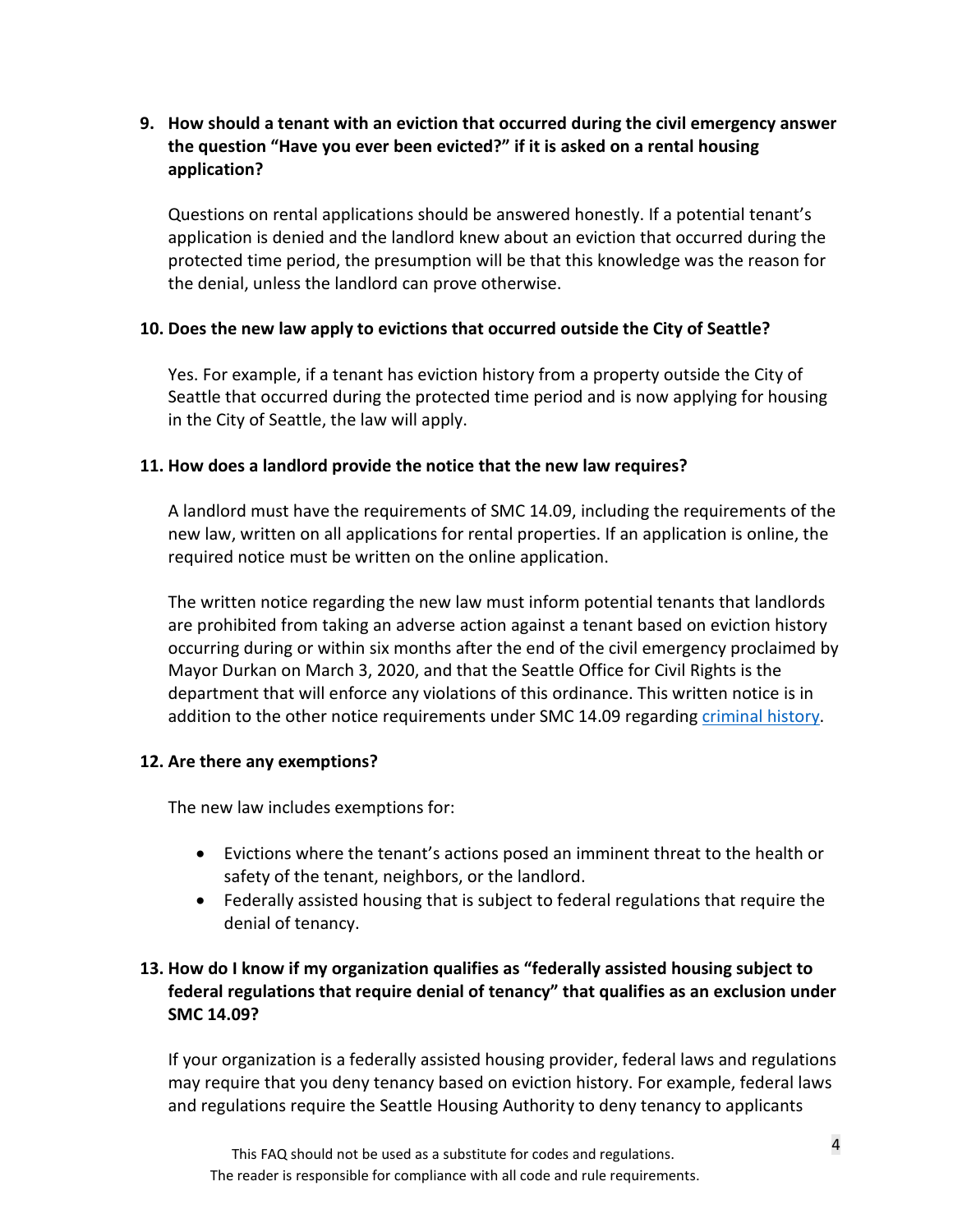**9. How should a tenant with an eviction that occurred during the civil emergency answer the question "Have you ever been evicted?" if it is asked on a rental housing application?**

Questions on rental applications should be answered honestly. If a potential tenant's application is denied and the landlord knew about an eviction that occurred during the protected time period, the presumption will be that this knowledge was the reason for the denial, unless the landlord can prove otherwise.

**10. Does the new law apply to evictions that occurred outside the City of Seattle?**

Yes. For example, if a tenant has eviction history from a property outside the City of Seattle that occurred during the protected time period and is now applying for housing in the City of Seattle, the law will apply.

**11. How does a landlord provide the notice that the new law requires?**

A landlord must have the requirements of SMC 14.09, including the requirements of the new law, written on all applications for rental properties. If an application is online, the required notice must be written on the online application.

The written notice regarding the new law must inform potential tenants that landlords are prohibited from taking an adverse action against a tenant based on eviction history occurring during or within six months after the end of the civil emergency proclaimed by Mayor Durkan on March 3, 2020, and that the Seattle Office for Civil Rights is the department that will enforce any violations of this ordinance. This written notice is in addition to the other notice requirements under SMC 14.09 regarding criminal history.

**12. Are there any exemptions?**

The new law includes exemptions for:

- Evictions where the tenant's actions posed an imminent threat to the health or safety of the tenant, neighbors, or the landlord.
- Federally assisted housing that is subject to federal regulations that require the denial of tenancy.

**13. How do I know if my organization qualifies as "federally assisted housing subject to federal regulations that require denial of tenancy" that qualifies as an exclusion under SMC 14.09?**

If your organization is a federally assisted housing provider, federal laws and regulations may require that you deny tenancy based on eviction history. For example, federal laws and regulations require the Seattle Housing Authority to deny tenancy to applicants

This FAQ should not be used as a substitute for codes and regulations.
The reader is responsible for compliance with all code and rule requirements.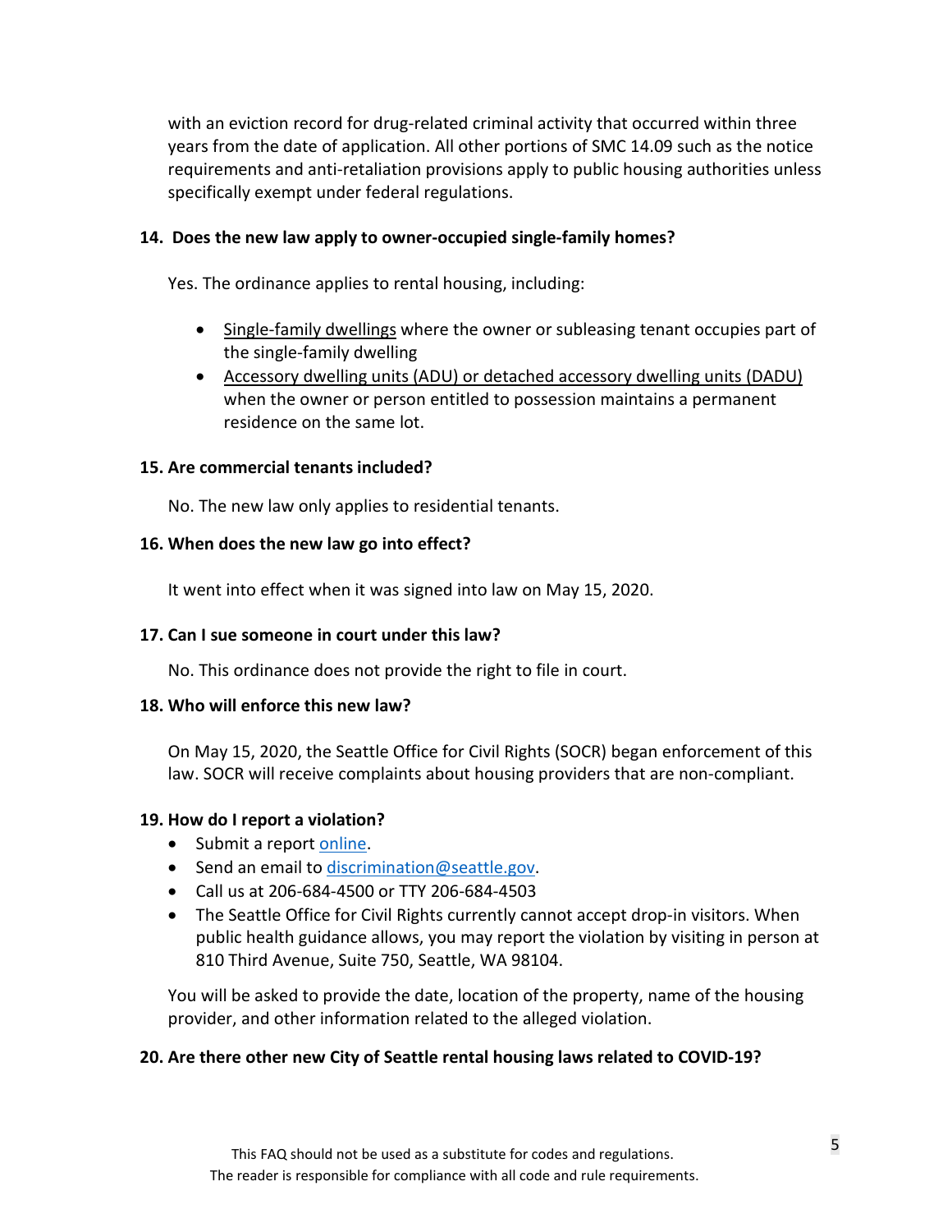with an eviction record for drug-related criminal activity that occurred within three years from the date of application. All other portions of SMC 14.09 such as the notice requirements and anti-retaliation provisions apply to public housing authorities unless specifically exempt under federal regulations.

**14. Does the new law apply to owner-occupied single-family homes?**

Yes. The ordinance applies to rental housing, including:

- Single-family dwellings where the owner or subleasing tenant occupies part of the single-family dwelling
- Accessory dwelling units (ADU) or detached accessory dwelling units (DADU) when the owner or person entitled to possession maintains a permanent residence on the same lot.

**15. Are commercial tenants included?**

No. The new law only applies to residential tenants.

**16. When does the new law go into effect?**

It went into effect when it was signed into law on May 15, 2020.

**17. Can I sue someone in court under this law?**

No. This ordinance does not provide the right to file in court.

**18. Who will enforce this new law?**

On May 15, 2020, the Seattle Office for Civil Rights (SOCR) began enforcement of this law. SOCR will receive complaints about housing providers that are non-compliant.

**19. How do I report a violation?**

- Submit a report online.
- Send an email to discrimination@seattle.gov.
- Call us at 206-684-4500 or TTY 206-684-4503
- The Seattle Office for Civil Rights currently cannot accept drop-in visitors. When public health guidance allows, you may report the violation by visiting in person at 810 Third Avenue, Suite 750, Seattle, WA 98104.

You will be asked to provide the date, location of the property, name of the housing provider, and other information related to the alleged violation.

**20. Are there other new City of Seattle rental housing laws related to COVID-19?**

This FAQ should not be used as a substitute for codes and regulations.
The reader is responsible for compliance with all code and rule requirements.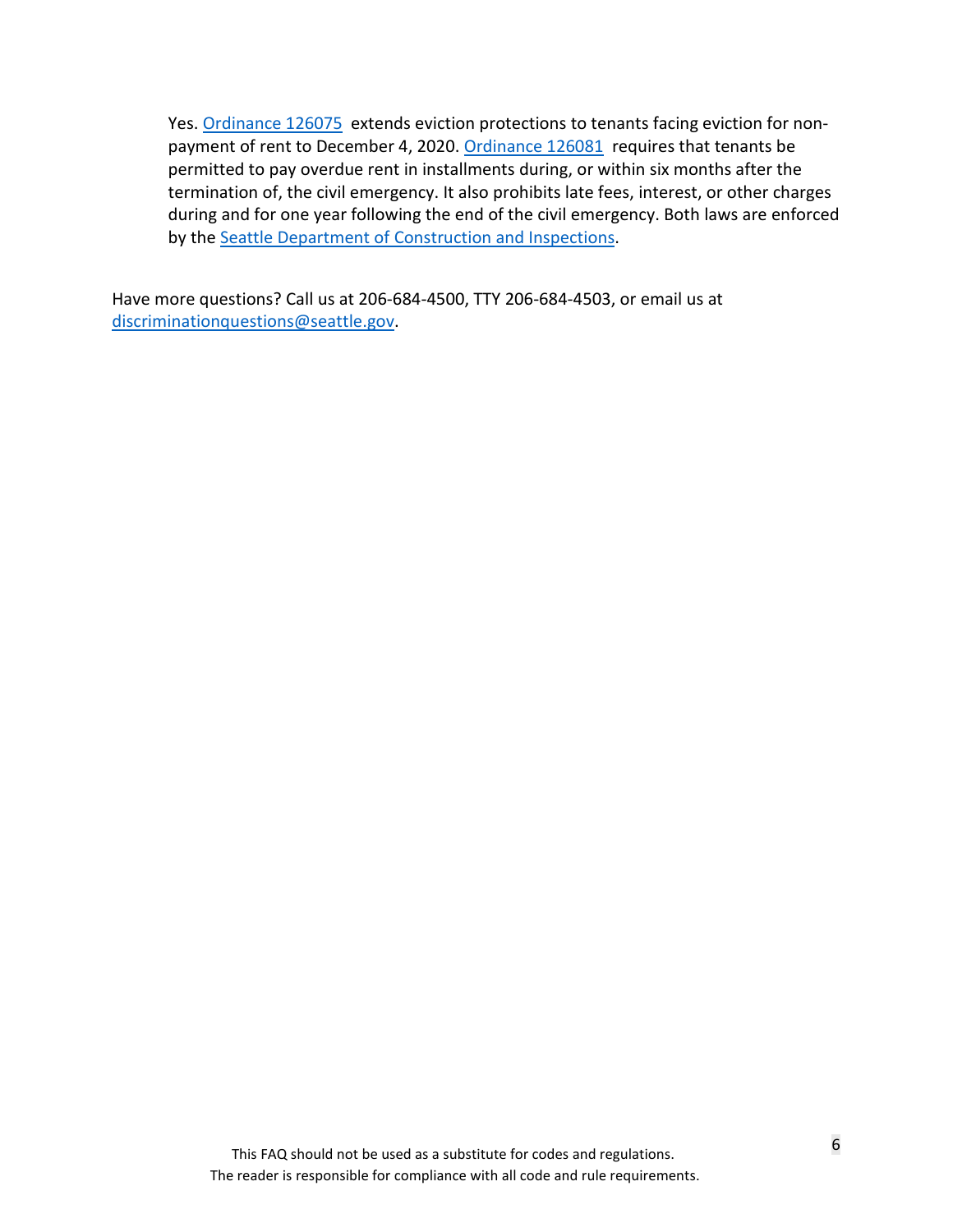Yes. [Ordinance 126075](#) extends eviction protections to tenants facing eviction for non-payment of rent to December 4, 2020. [Ordinance 126081](#) requires that tenants be permitted to pay overdue rent in installments during, or within six months after the termination of, the civil emergency. It also prohibits late fees, interest, or other charges during and for one year following the end of the civil emergency. Both laws are enforced by the [Seattle Department of Construction and Inspections](#).

Have more questions? Call us at 206-684-4500, TTY 206-684-4503, or email us at [discriminationquestions@seattle.gov](mailto:discriminationquestions@seattle.gov).

This FAQ should not be used as a substitute for codes and regulations.
The reader is responsible for compliance with all code and rule requirements.